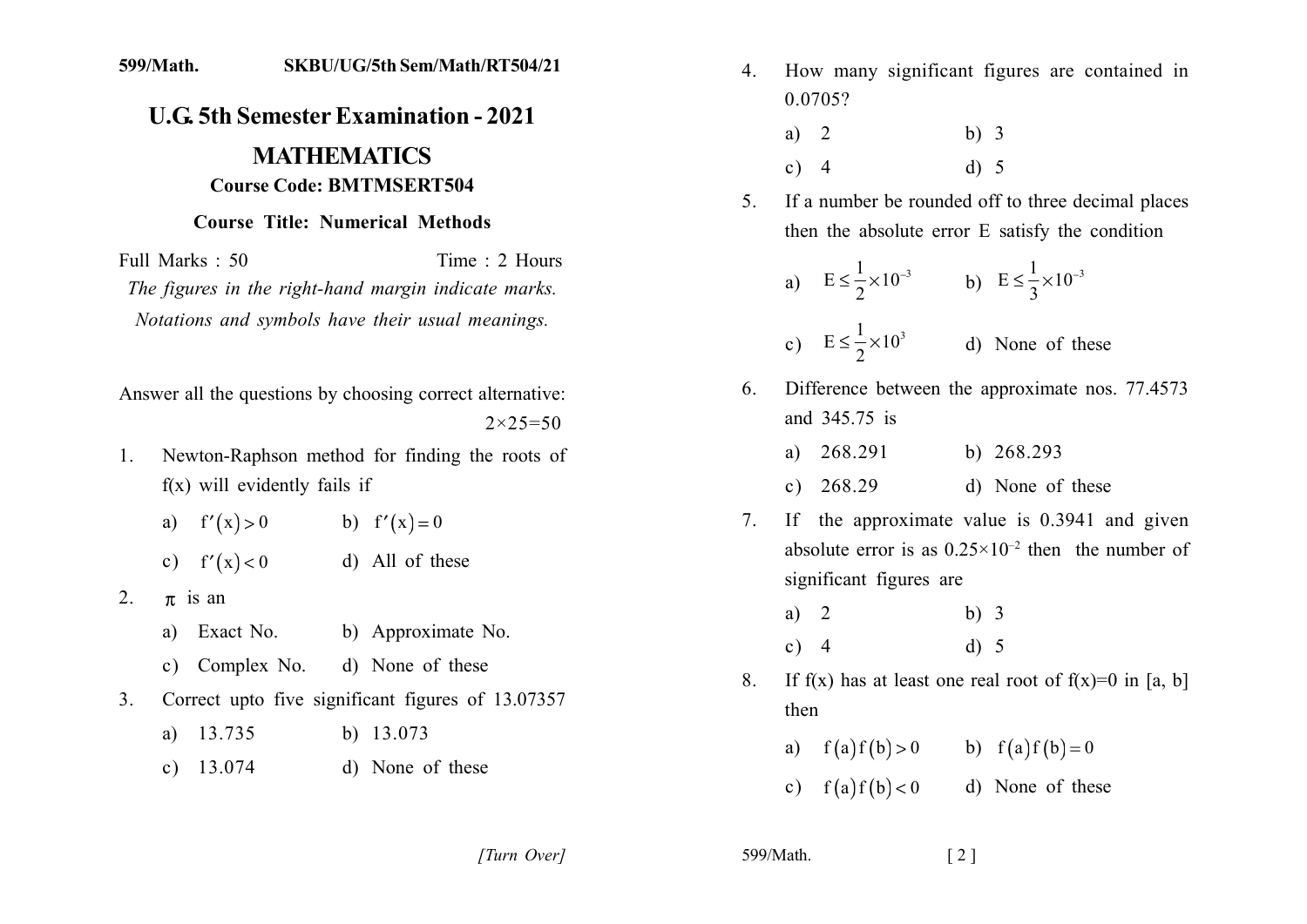599/Math. SKBU/UG/5th Sem/Math/RT504/21

# U.G. 5th Semester Examination - 2021

## MATHEMATICS

### Course Code: BMTMSERT504

### Course Title: Numerical Methods

Full Marks : 50 Time : 2 Hours

*The figures in the right-hand margin indicate marks.*

*Notations and symbols have their usual meanings.*

Answer all the questions by choosing correct alternative: $2 \times 25 = 50$

1. Newton-Raphson method for finding the roots of f(x) will evidently fails if
   - a) $f'(x) > 0$
   - b) $f'(x) = 0$
   - c) $f'(x) < 0$
   - d) All of these

2. $\pi$ is an
   - a) Exact No.
   - b) Approximate No.
   - c) Complex No.
   - d) None of these

3. Correct upto five significant figures of 13.07357
   - a) 13.735
   - b) 13.073
   - c) 13.074
   - d) None of these

4. How many significant figures are contained in 0.0705?
   - a) 2
   - b) 3
   - c) 4
   - d) 5

5. If a number be rounded off to three decimal places then the absolute error E satisfy the condition
   - a) $E \leq \frac{1}{2} \times 10^{-3}$
   - b) $E \leq \frac{1}{3} \times 10^{-3}$
   - c) $E \leq \frac{1}{2} \times 10^{3}$
   - d) None of these

6. Difference between the approximate nos. 77.4573 and 345.75 is
   - a) 268.291
   - b) 268.293
   - c) 268.29
   - d) None of these

7. If the approximate value is 0.3941 and given absolute error is as $0.25 \times 10^{-2}$ then the number of significant figures are
   - a) 2
   - b) 3
   - c) 4
   - d) 5

8. If f(x) has at least one real root of f(x)=0 in [a, b] then
   - a) $f(a)f(b) > 0$
   - b) $f(a)f(b) = 0$
   - c) $f(a)f(b) < 0$
   - d) None of these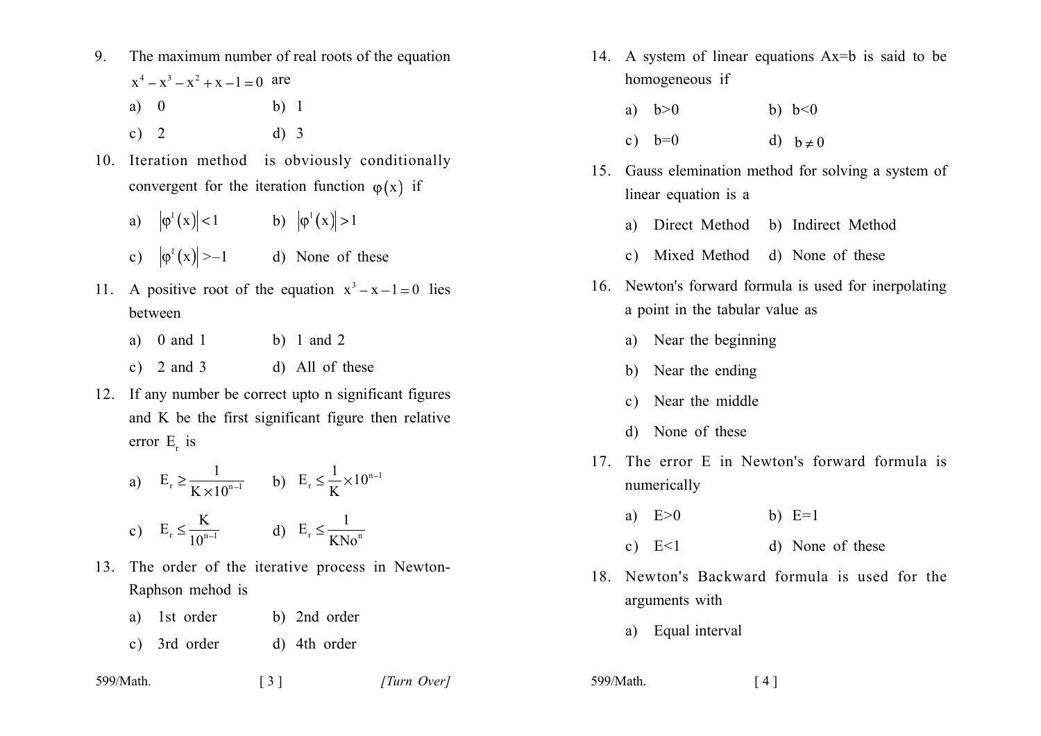9. The maximum number of real roots of the equation $x^4 - x^3 - x^2 + x - 1 = 0$ are

   a) 0 b) 1

   c) 2 d) 3

10. Iteration method is obviously conditionally convergent for the iteration function $\varphi(x)$ if

    a) $|\varphi^1(x)| < 1$ b) $|\varphi^1(x)| > 1$

    c) $|\varphi^1(x)| > -1$ d) None of these

11. A positive root of the equation $x^3 - x - 1 = 0$ lies between

    a) 0 and 1 b) 1 and 2

    c) 2 and 3 d) All of these

12. If any number be correct upto n significant figures and K be the first significant figure then relative error $E_r$ is

    a) $E_r \geq \frac{1}{K \times 10^{n-1}}$ b) $E_r \leq \frac{1}{K} \times 10^{n-1}$

    c) $E_r \leq \frac{K}{10^{n-1}}$ d) $E_r \leq \frac{1}{KNo^n}$

13. The order of the iterative process in Newton-Raphson mehod is

    a) 1st order b) 2nd order

    c) 3rd order d) 4th order

14. A system of linear equations Ax=b is said to be homogeneous if

    a) b>0 b) b<0

    c) b=0 d) $b \neq 0$

15. Gauss elemination method for solving a system of linear equation is a

    a) Direct Method b) Indirect Method

    c) Mixed Method d) None of these

16. Newton's forward formula is used for inerpolating a point in the tabular value as

    a) Near the beginning

    b) Near the ending

    c) Near the middle

    d) None of these

17. The error E in Newton's forward formula is numerically

    a) E>0 b) E=1

    c) E<1 d) None of these

18. Newton's Backward formula is used for the arguments with

    a) Equal interval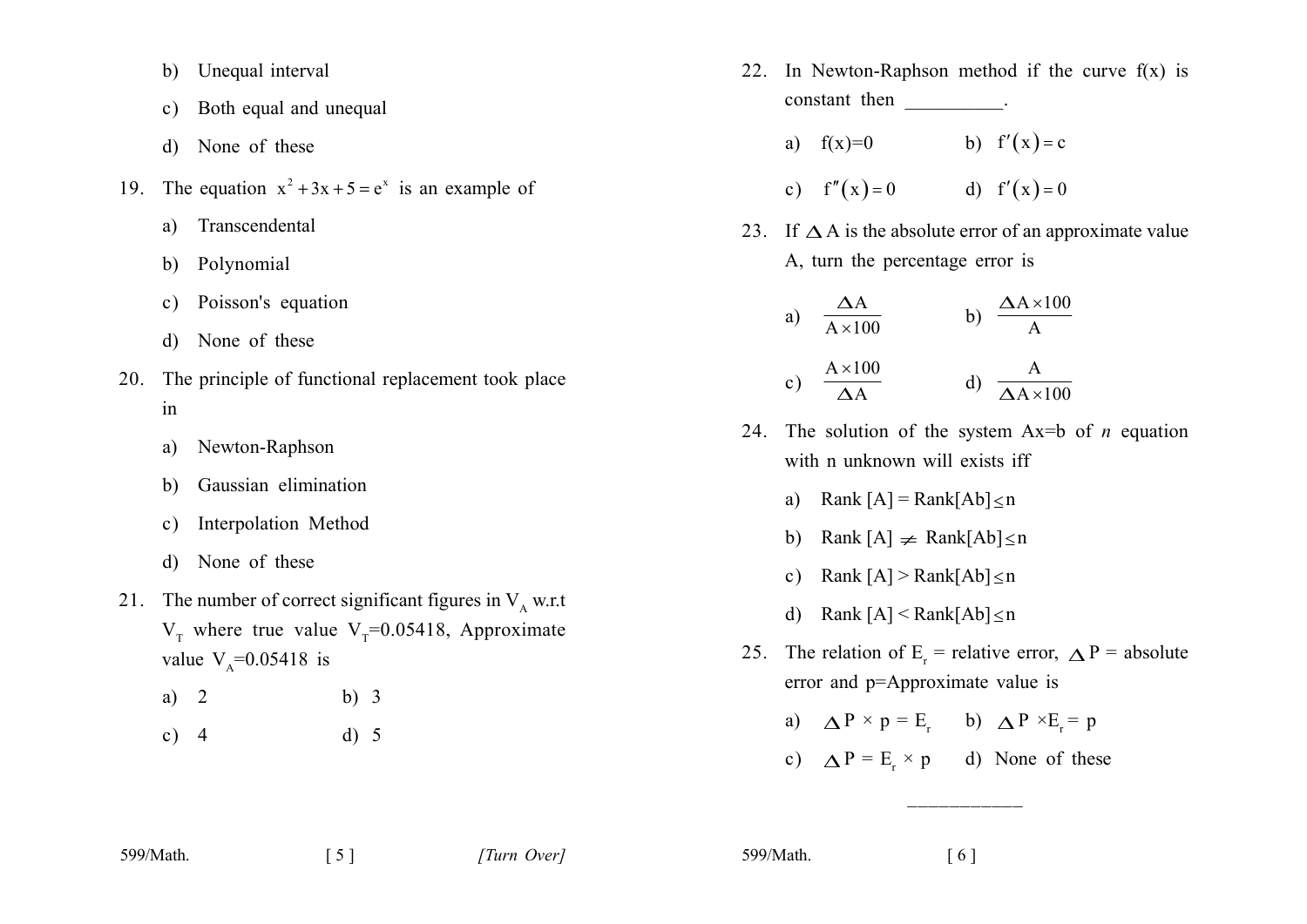b) Unequal interval

c) Both equal and unequal

d) None of these

19. The equation $x^2 + 3x + 5 = e^x$ is an example of

a) Transcendental

b) Polynomial

c) Poisson's equation

d) None of these

20. The principle of functional replacement took place in

a) Newton-Raphson

b) Gaussian elimination

c) Interpolation Method

d) None of these

21. The number of correct significant figures in $V_A$ w.r.t $V_T$ where true value $V_T$=0.05418, Approximate value $V_A$=0.05418 is

a) 2 b) 3

c) 4 d) 5

22. In Newton-Raphson method if the curve f(x) is constant then __________.

a) f(x)=0 b) $f'(x) = c$

c) $f''(x) = 0$ d) $f'(x) = 0$

23. If $\Delta$A is the absolute error of an approximate value A, turn the percentage error is

a) $\frac{\Delta A}{A \times 100}$ b) $\frac{\Delta A \times 100}{A}$

c) $\frac{A \times 100}{\Delta A}$ d) $\frac{A}{\Delta A \times 100}$

24. The solution of the system Ax=b of *n* equation with n unknown will exists iff

a) Rank [A] = Rank[Ab] $\leq$ n

b) Rank [A] $\neq$ Rank[Ab] $\leq$ n

c) Rank [A] > Rank[Ab] $\leq$ n

d) Rank [A] < Rank[Ab] $\leq$ n

25. The relation of $E_r$ = relative error, $\Delta$P = absolute error and p=Approximate value is

a) $\Delta P \times p = E_r$ b) $\Delta P \times E_r = p$

c) $\Delta P = E_r \times p$ d) None of these

___________